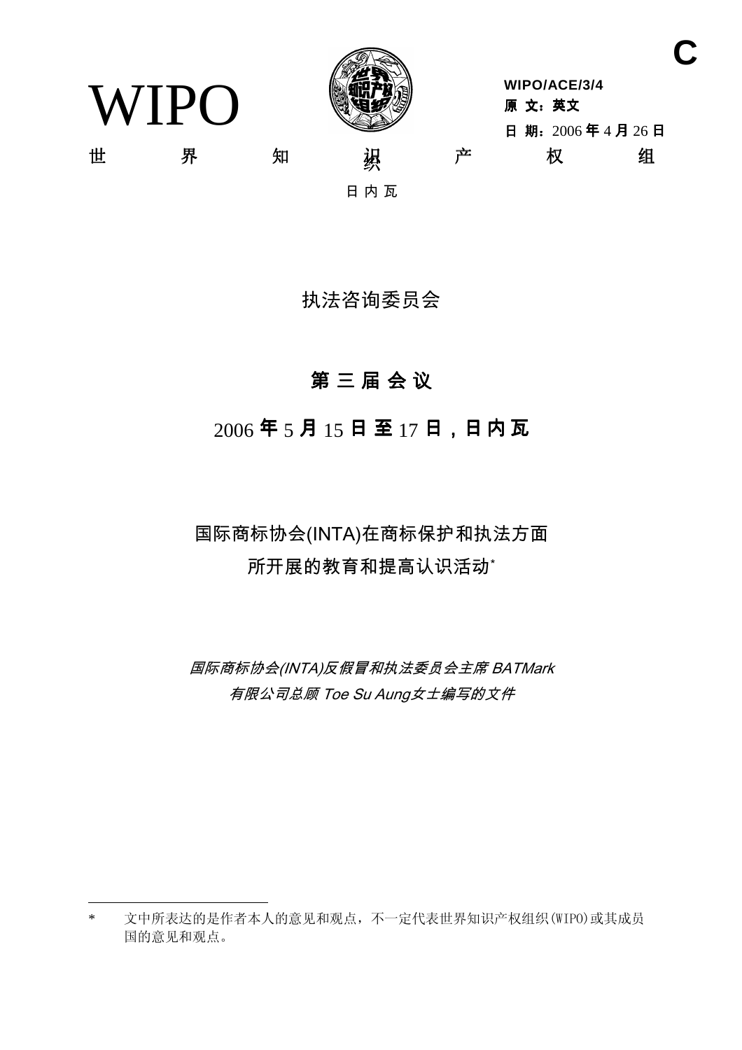C

WIPO

WIPO/ACE/3/4

**原 文：英文**

**日 期：2006 年 4 月 26 日**

世界知识产权组织

日内瓦

# 执法咨询委员会

## 第三届会议

## 2006 年 5 月 15 日至 17 日，日内瓦

# 国际商标协会(INTA)在商标保护和执法方面所开展的教育和提高认识活动*

*国际商标协会(INTA)反假冒和执法委员会主席 BATMark 有限公司总顾 Toe Su Aung女士编写的文件*

---

\* 文中所表达的是作者本人的意见和观点，不一定代表世界知识产权组织(WIPO)或其成员国的意见和观点。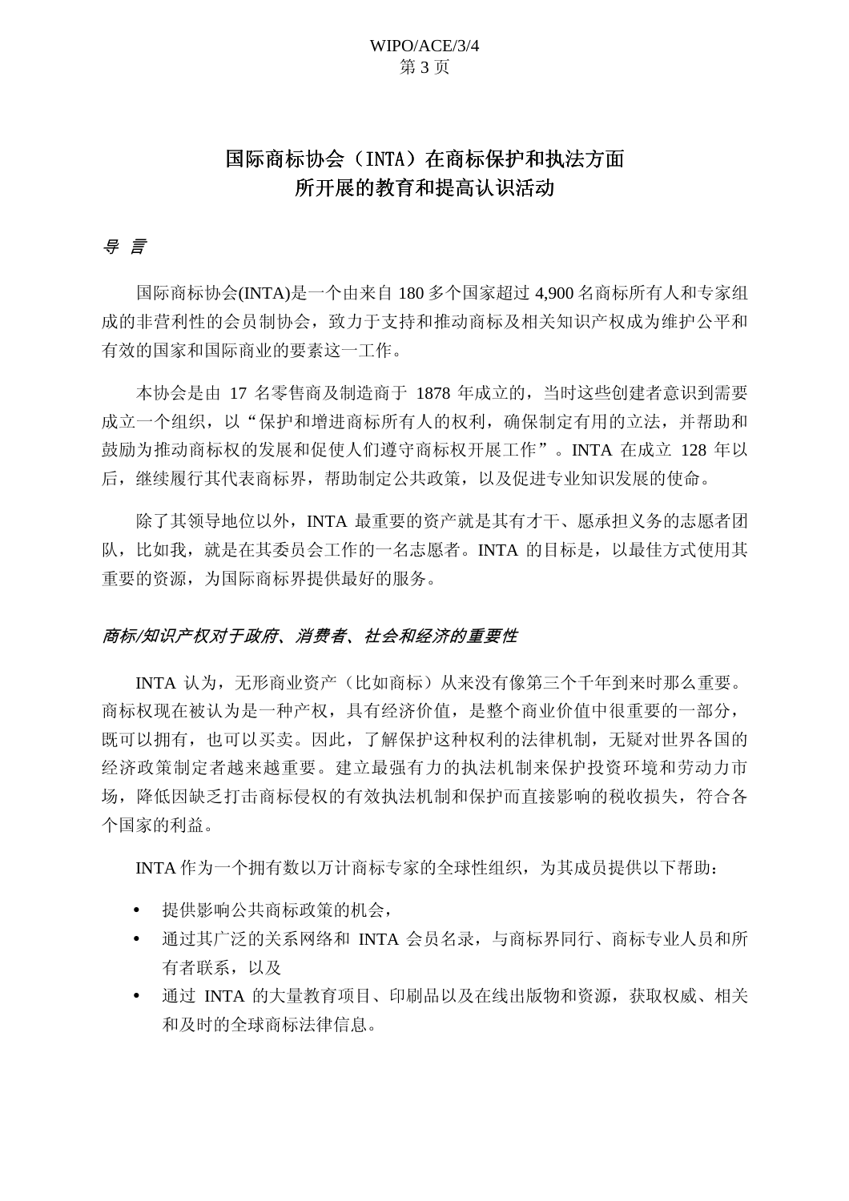# 国际商标协会（INTA）在商标保护和执法方面所开展的教育和提高认识活动

*导 言*

国际商标协会(INTA)是一个由来自 180 多个国家超过 4,900 名商标所有人和专家组成的非营利性的会员制协会，致力于支持和推动商标及相关知识产权成为维护公平和有效的国家和国际商业的要素这一工作。

本协会是由 17 名零售商及制造商于 1878 年成立的，当时这些创建者意识到需要成立一个组织，以“保护和增进商标所有人的权利，确保制定有用的立法，并帮助和鼓励为推动商标权的发展和促使人们遵守商标权开展工作”。INTA 在成立 128 年以后，继续履行其代表商标界，帮助制定公共政策，以及促进专业知识发展的使命。

除了其领导地位以外，INTA 最重要的资产就是其有才干、愿承担义务的志愿者团队，比如我，就是在其委员会工作的一名志愿者。INTA 的目标是，以最佳方式使用其重要的资源，为国际商标界提供最好的服务。

*商标/知识产权对于政府、消费者、社会和经济的重要性*

INTA 认为，无形商业资产（比如商标）从来没有像第三个千年到来时那么重要。商标权现在被认为是一种产权，具有经济价值，是整个商业价值中很重要的一部分，既可以拥有，也可以买卖。因此，了解保护这种权利的法律机制，无疑对世界各国的经济政策制定者越来越重要。建立最强有力的执法机制来保护投资环境和劳动力市场，降低因缺乏打击商标侵权的有效执法机制和保护而直接影响的税收损失，符合各个国家的利益。

INTA 作为一个拥有数以万计商标专家的全球性组织，为其成员提供以下帮助：

- 提供影响公共商标政策的机会，
- 通过其广泛的关系网络和 INTA 会员名录，与商标界同行、商标专业人员和所有者联系，以及
- 通过 INTA 的大量教育项目、印刷品以及在线出版物和资源，获取权威、相关和及时的全球商标法律信息。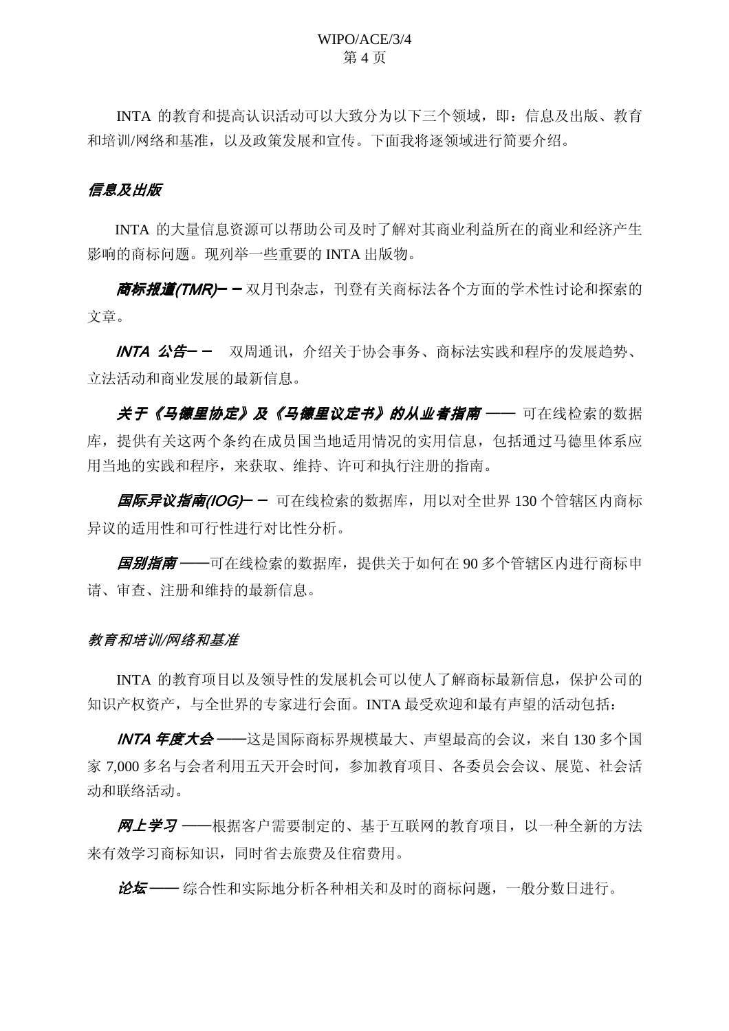INTA 的教育和提高认识活动可以大致分为以下三个领域，即：信息及出版、教育和培训/网络和基准，以及政策发展和宣传。下面我将逐领域进行简要介绍。

### *信息及出版*

INTA 的大量信息资源可以帮助公司及时了解对其商业利益所在的商业和经济产生影响的商标问题。现列举一些重要的 INTA 出版物。

***商标报道(TMR)*—－** 双月刊杂志，刊登有关商标法各个方面的学术性讨论和探索的文章。

***INTA 公告*—－** 双周通讯，介绍关于协会事务、商标法实践和程序的发展趋势、立法活动和商业发展的最新信息。

***关于《马德里协定》及《马德里议定书》的从业者指南*** —— 可在线检索的数据库，提供有关这两个条约在成员国当地适用情况的实用信息，包括通过马德里体系应用当地的实践和程序，来获取、维持、许可和执行注册的指南。

***国际异议指南(IOG)*—－** 可在线检索的数据库，用以对全世界 130 个管辖区内商标异议的适用性和可行性进行对比性分析。

***国别指南*** ——可在线检索的数据库，提供关于如何在 90 多个管辖区内进行商标申请、审查、注册和维持的最新信息。

### *教育和培训/网络和基准*

INTA 的教育项目以及领导性的发展机会可以使人了解商标最新信息，保护公司的知识产权资产，与全世界的专家进行会面。INTA 最受欢迎和最有声望的活动包括：

***INTA 年度大会*** ——这是国际商标界规模最大、声望最高的会议，来自 130 多个国家 7,000 多名与会者利用五天开会时间，参加教育项目、各委员会会议、展览、社会活动和联络活动。

***网上学习*** ——根据客户需要制定的、基于互联网的教育项目，以一种全新的方法来有效学习商标知识，同时省去旅费及住宿费用。

***论坛*** —— 综合性和实际地分析各种相关和及时的商标问题，一般分数日进行。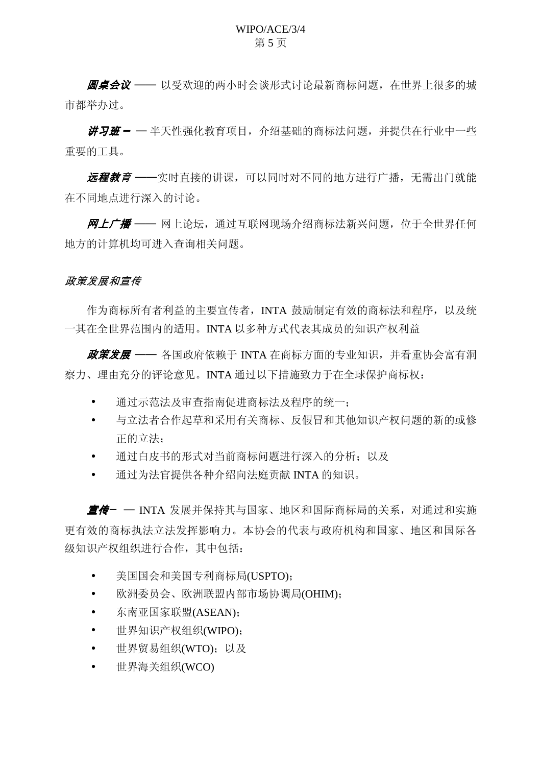***圆桌会议*** —— 以受欢迎的两小时会谈形式讨论最新商标问题，在世界上很多的城市都举办过。

***讲习班*** – — 半天性强化教育项目，介绍基础的商标法问题，并提供在行业中一些重要的工具。

***远程教育*** ——实时直接的讲课，可以同时对不同的地方进行广播，无需出门就能在不同地点进行深入的讨论。

***网上广播*** —— 网上论坛，通过互联网现场介绍商标法新兴问题，位于全世界任何地方的计算机均可进入查询相关问题。

*政策发展和宣传*

作为商标所有者利益的主要宣传者，INTA 鼓励制定有效的商标法和程序，以及统一其在全世界范围内的适用。INTA 以多种方式代表其成员的知识产权利益

***政策发展*** —— 各国政府依赖于 INTA 在商标方面的专业知识，并看重协会富有洞察力、理由充分的评论意见。INTA 通过以下措施致力于在全球保护商标权：

- 通过示范法及审查指南促进商标法及程序的统一；
- 与立法者合作起草和采用有关商标、反假冒和其他知识产权问题的新的或修正的立法；
- 通过白皮书的形式对当前商标问题进行深入的分析；以及
- 通过为法官提供各种介绍向法庭贡献 INTA 的知识。

***宣传***– — INTA 发展并保持其与国家、地区和国际商标局的关系，对通过和实施更有效的商标执法立法发挥影响力。本协会的代表与政府机构和国家、地区和国际各级知识产权组织进行合作，其中包括：

- 美国国会和美国专利商标局(USPTO)；
- 欧洲委员会、欧洲联盟内部市场协调局(OHIM)；
- 东南亚国家联盟(ASEAN)；
- 世界知识产权组织(WIPO)；
- 世界贸易组织(WTO)；以及
- 世界海关组织(WCO)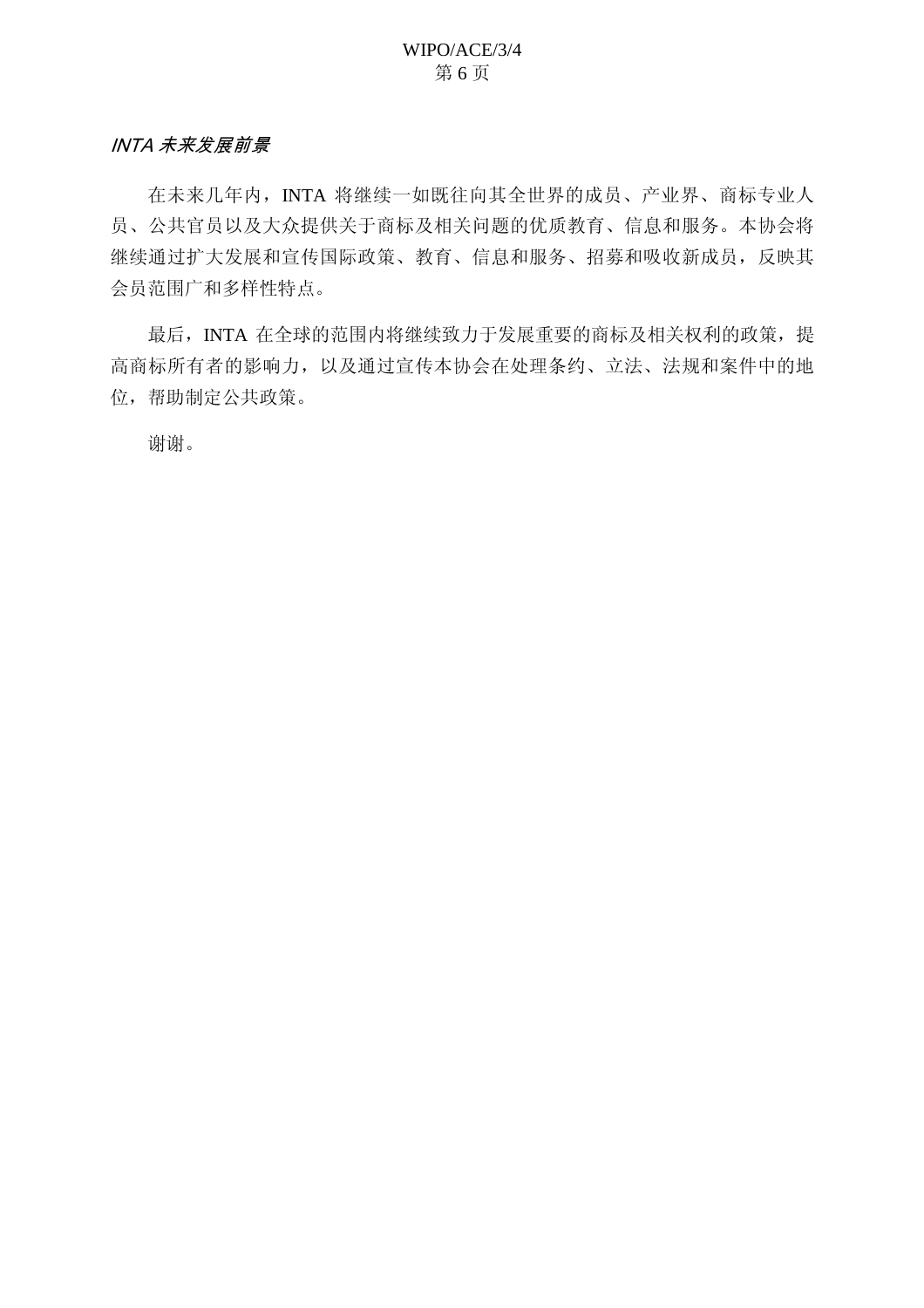*INTA 未来发展前景*

在未来几年内，INTA 将继续一如既往向其全世界的成员、产业界、商标专业人员、公共官员以及大众提供关于商标及相关问题的优质教育、信息和服务。本协会将继续通过扩大发展和宣传国际政策、教育、信息和服务、招募和吸收新成员，反映其会员范围广和多样性特点。

最后，INTA 在全球的范围内将继续致力于发展重要的商标及相关权利的政策，提高商标所有者的影响力，以及通过宣传本协会在处理条约、立法、法规和案件中的地位，帮助制定公共政策。

谢谢。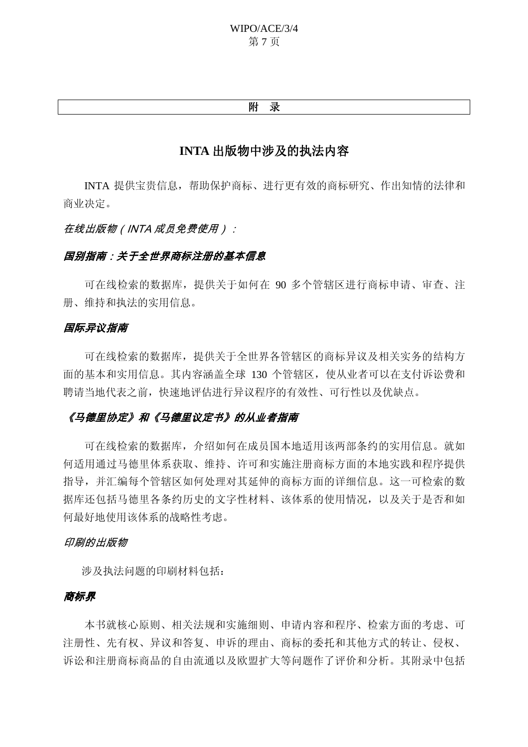## 附　录

# INTA 出版物中涉及的执法内容

INTA 提供宝贵信息，帮助保护商标、进行更有效的商标研究、作出知情的法律和商业决定。

*在线出版物（INTA 成员免费使用）：*

***国别指南：关于全世界商标注册的基本信息***

可在线检索的数据库，提供关于如何在 90 多个管辖区进行商标申请、审查、注册、维持和执法的实用信息。

***国际异议指南***

可在线检索的数据库，提供关于全世界各管辖区的商标异议及相关实务的结构方面的基本和实用信息。其内容涵盖全球 130 个管辖区，使从业者可以在支付诉讼费和聘请当地代表之前，快速地评估进行异议程序的有效性、可行性以及优缺点。

***《马德里协定》和《马德里议定书》的从业者指南***

可在线检索的数据库，介绍如何在成员国本地适用该两部条约的实用信息。就如何适用通过马德里体系获取、维持、许可和实施注册商标方面的本地实践和程序提供指导，并汇编每个管辖区如何处理对其延伸的商标方面的详细信息。这一可检索的数据库还包括马德里各条约历史的文字性材料、该体系的使用情况，以及关于是否和如何最好地使用该体系的战略性考虑。

*印刷的出版物*

涉及执法问题的印刷材料包括：

***商标界***

本书就核心原则、相关法规和实施细则、申请内容和程序、检索方面的考虑、可注册性、先有权、异议和答复、申诉的理由、商标的委托和其他方式的转让、侵权、诉讼和注册商标商品的自由流通以及欧盟扩大等问题作了评价和分析。其附录中包括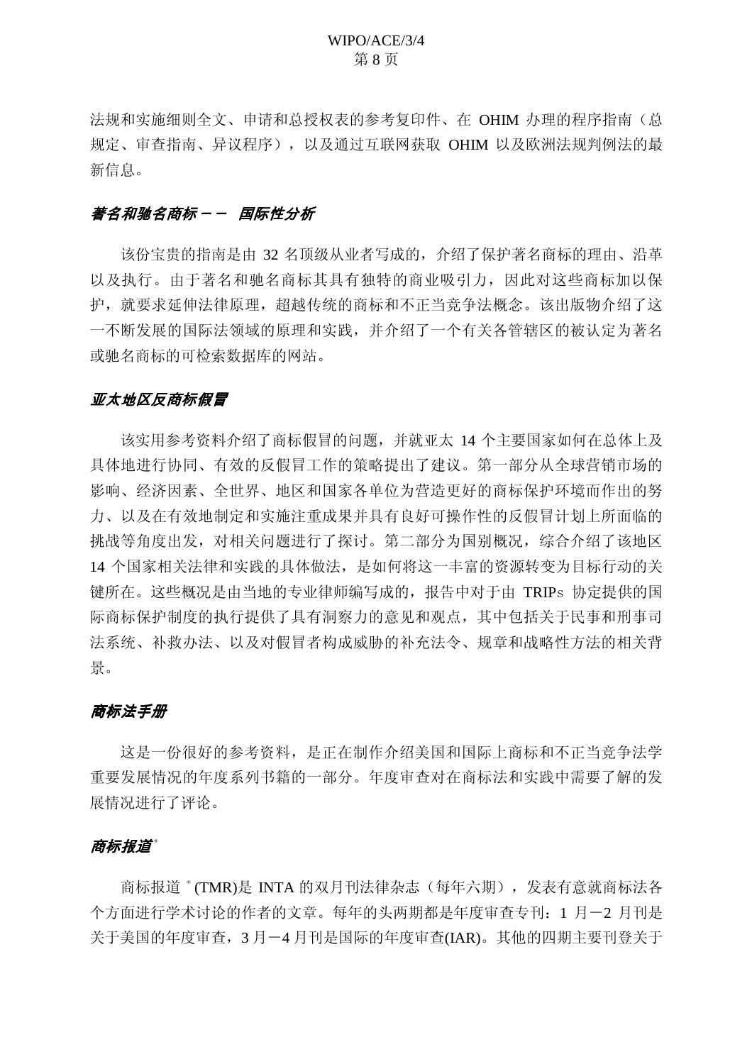法规和实施细则全文、申请和总授权表的参考复印件、在 OHIM 办理的程序指南（总规定、审查指南、异议程序），以及通过互联网获取 OHIM 以及欧洲法规判例法的最新信息。

### *著名和驰名商标－－ 国际性分析*

该份宝贵的指南是由 32 名顶级从业者写成的，介绍了保护著名商标的理由、沿革以及执行。由于著名和驰名商标其具有独特的商业吸引力，因此对这些商标加以保护，就要求延伸法律原理，超越传统的商标和不正当竞争法概念。该出版物介绍了这一不断发展的国际法领域的原理和实践，并介绍了一个有关各管辖区的被认定为著名或驰名商标的可检索数据库的网站。

### *亚太地区反商标假冒*

该实用参考资料介绍了商标假冒的问题，并就亚太 14 个主要国家如何在总体上及具体地进行协同、有效的反假冒工作的策略提出了建议。第一部分从全球营销市场的影响、经济因素、全世界、地区和国家各单位为营造更好的商标保护环境而作出的努力、以及在有效地制定和实施注重成果并具有良好可操作性的反假冒计划上所面临的挑战等角度出发，对相关问题进行了探讨。第二部分为国别概况，综合介绍了该地区 14 个国家相关法律和实践的具体做法，是如何将这一丰富的资源转变为目标行动的关键所在。这些概况是由当地的专业律师编写成的，报告中对于由 TRIPs 协定提供的国际商标保护制度的执行提供了具有洞察力的意见和观点，其中包括关于民事和刑事司法系统、补救办法、以及对假冒者构成威胁的补充法令、规章和战略性方法的相关背景。

### *商标法手册*

这是一份很好的参考资料，是正在制作介绍美国和国际上商标和不正当竞争法学重要发展情况的年度系列书籍的一部分。年度审查对在商标法和实践中需要了解的发展情况进行了评论。

### *商标报道®*

商标报道®(TMR)是 INTA 的双月刊法律杂志（每年六期），发表有意就商标法各个方面进行学术讨论的作者的文章。每年的头两期都是年度审查专刊：1 月－2 月刊是关于美国的年度审查，3 月－4 月刊是国际的年度审查(IAR)。其他的四期主要刊登关于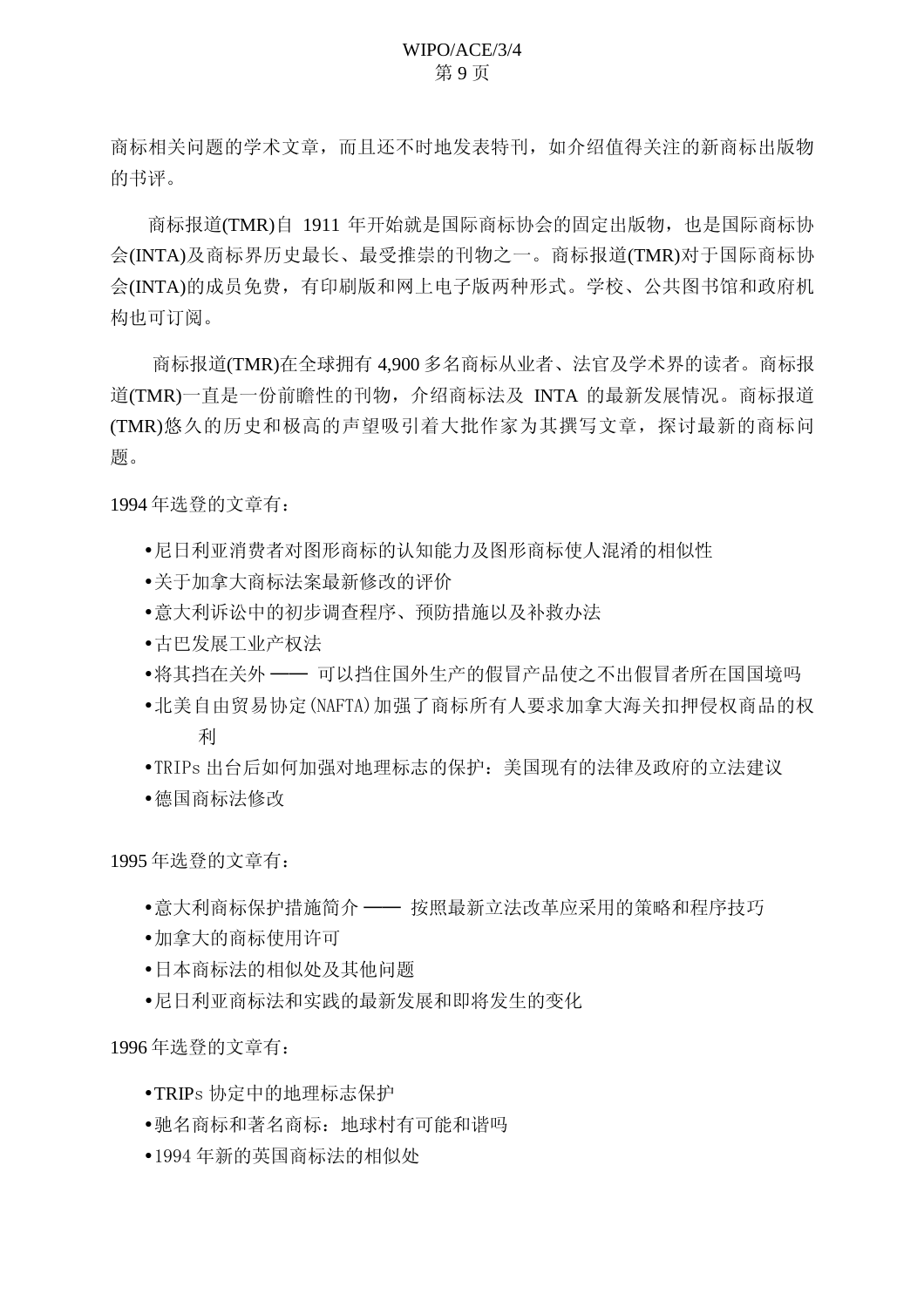商标相关问题的学术文章，而且还不时地发表特刊，如介绍值得关注的新商标出版物的书评。

商标报道(TMR)自 1911 年开始就是国际商标协会的固定出版物，也是国际商标协会(INTA)及商标界历史最长、最受推崇的刊物之一。商标报道(TMR)对于国际商标协会(INTA)的成员免费，有印刷版和网上电子版两种形式。学校、公共图书馆和政府机构也可订阅。

商标报道(TMR)在全球拥有 4,900 多名商标从业者、法官及学术界的读者。商标报道(TMR)一直是一份前瞻性的刊物，介绍商标法及 INTA 的最新发展情况。商标报道(TMR)悠久的历史和极高的声望吸引着大批作家为其撰写文章，探讨最新的商标问题。

1994 年选登的文章有：

- 尼日利亚消费者对图形商标的认知能力及图形商标使人混淆的相似性
- 关于加拿大商标法案最新修改的评价
- 意大利诉讼中的初步调查程序、预防措施以及补救办法
- 古巴发展工业产权法
- 将其挡在关外 —— 可以挡住国外生产的假冒产品使之不出假冒者所在国国境吗
- 北美自由贸易协定(NAFTA)加强了商标所有人要求加拿大海关扣押侵权商品的权利
- TRIPs 出台后如何加强对地理标志的保护：美国现有的法律及政府的立法建议
- 德国商标法修改

1995 年选登的文章有：

- 意大利商标保护措施简介 —— 按照最新立法改革应采用的策略和程序技巧
- 加拿大的商标使用许可
- 日本商标法的相似处及其他问题
- 尼日利亚商标法和实践的最新发展和即将发生的变化

1996 年选登的文章有：

- TRIPs 协定中的地理标志保护
- 驰名商标和著名商标：地球村有可能和谐吗
- 1994 年新的英国商标法的相似处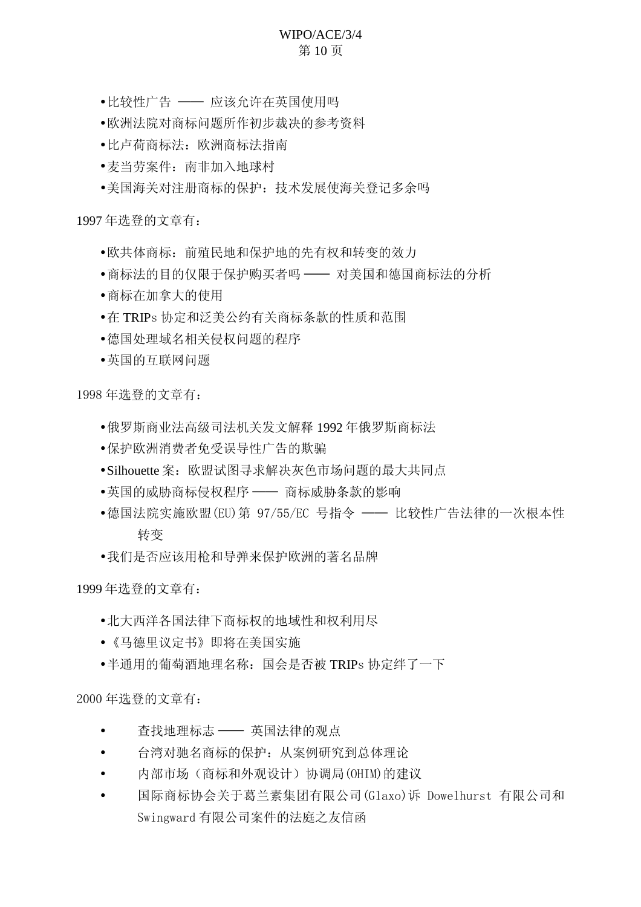- 比较性广告 —— 应该允许在英国使用吗
- 欧洲法院对商标问题所作初步裁决的参考资料
- 比卢荷商标法：欧洲商标法指南
- 麦当劳案件：南非加入地球村
- 美国海关对注册商标的保护：技术发展使海关登记多余吗

1997 年选登的文章有：

- 欧共体商标：前殖民地和保护地的先有权和转变的效力
- 商标法的目的仅限于保护购买者吗 —— 对美国和德国商标法的分析
- 商标在加拿大的使用
- 在 TRIPs 协定和泛美公约有关商标条款的性质和范围
- 德国处理域名相关侵权问题的程序
- 英国的互联网问题

1998 年选登的文章有：

- 俄罗斯商业法高级司法机关发文解释 1992 年俄罗斯商标法
- 保护欧洲消费者免受误导性广告的欺骗
- Silhouette 案：欧盟试图寻求解决灰色市场问题的最大共同点
- 英国的威胁商标侵权程序 —— 商标威胁条款的影响
- 德国法院实施欧盟(EU)第 97/55/EC 号指令 —— 比较性广告法律的一次根本性转变
- 我们是否应该用枪和导弹来保护欧洲的著名品牌

1999 年选登的文章有：

- 北大西洋各国法律下商标权的地域性和权利用尽
- 《马德里议定书》即将在美国实施
- 半通用的葡萄酒地理名称：国会是否被 TRIPs 协定绊了一下

2000 年选登的文章有：

- 查找地理标志 —— 英国法律的观点
- 台湾对驰名商标的保护：从案例研究到总体理论
- 内部市场（商标和外观设计）协调局(OHIM)的建议
- 国际商标协会关于葛兰素集团有限公司(Glaxo)诉 Dowelhurst 有限公司和 Swingward 有限公司案件的法庭之友信函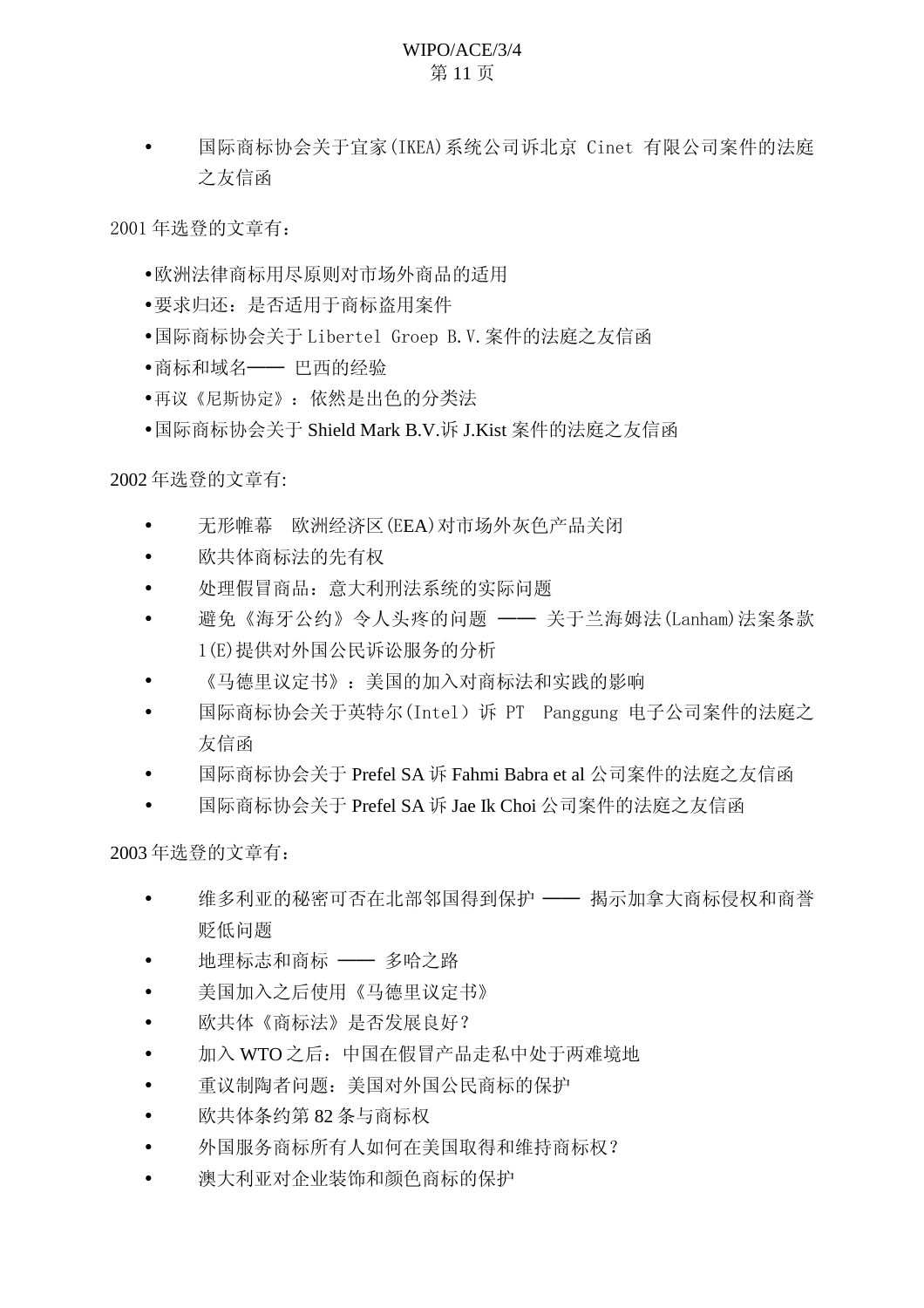- 国际商标协会关于宜家(IKEA)系统公司诉北京 Cinet 有限公司案件的法庭之友信函

2001 年选登的文章有：

- 欧洲法律商标用尽原则对市场外商品的适用
- 要求归还：是否适用于商标盗用案件
- 国际商标协会关于 Libertel Groep B.V.案件的法庭之友信函
- 商标和域名—— 巴西的经验
- 再议《尼斯协定》：依然是出色的分类法
- 国际商标协会关于 Shield Mark B.V.诉 J.Kist 案件的法庭之友信函

2002 年选登的文章有:

- 无形帷幕　欧洲经济区(EEA)对市场外灰色产品关闭
- 欧共体商标法的先有权
- 处理假冒商品：意大利刑法系统的实际问题
- 避免《海牙公约》令人头疼的问题 —— 关于兰海姆法(Lanham)法案条款 1(E)提供对外国公民诉讼服务的分析
- 《马德里议定书》：美国的加入对商标法和实践的影响
- 国际商标协会关于英特尔(Intel）诉 PT　Panggung 电子公司案件的法庭之友信函
- 国际商标协会关于 Prefel SA 诉 Fahmi Babra et al 公司案件的法庭之友信函
- 国际商标协会关于 Prefel SA 诉 Jae Ik Choi 公司案件的法庭之友信函

2003 年选登的文章有：

- 维多利亚的秘密可否在北部邻国得到保护 —— 揭示加拿大商标侵权和商誉贬低问题
- 地理标志和商标 —— 多哈之路
- 美国加入之后使用《马德里议定书》
- 欧共体《商标法》是否发展良好？
- 加入 WTO 之后：中国在假冒产品走私中处于两难境地
- 重议制陶者问题：美国对外国公民商标的保护
- 欧共体条约第 82 条与商标权
- 外国服务商标所有人如何在美国取得和维持商标权？
- 澳大利亚对企业装饰和颜色商标的保护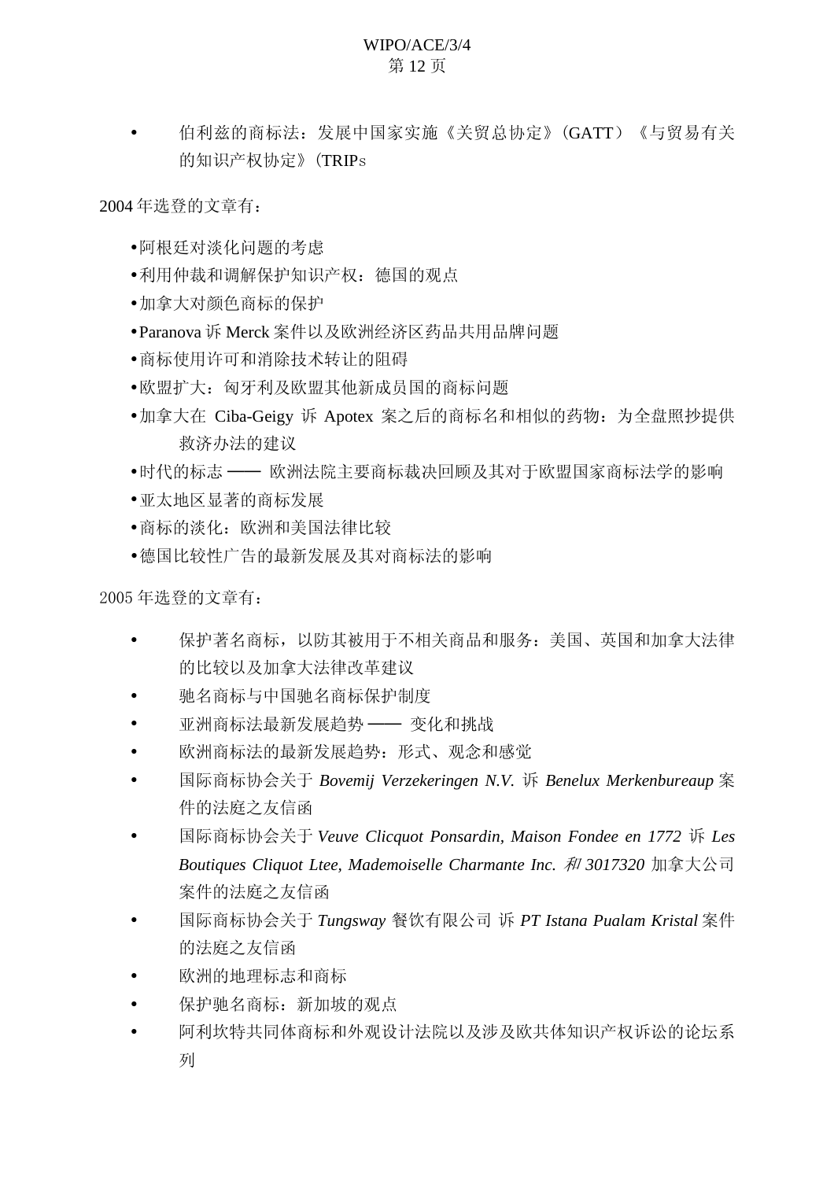- 伯利兹的商标法：发展中国家实施《关贸总协定》（GATT）《与贸易有关的知识产权协定》（TRIPs

2004 年选登的文章有：

- 阿根廷对淡化问题的考虑
- 利用仲裁和调解保护知识产权：德国的观点
- 加拿大对颜色商标的保护
- Paranova 诉 Merck 案件以及欧洲经济区药品共用品牌问题
- 商标使用许可和消除技术转让的阻碍
- 欧盟扩大：匈牙利及欧盟其他新成员国的商标问题
- 加拿大在 Ciba-Geigy 诉 Apotex 案之后的商标名和相似的药物：为全盘照抄提供救济办法的建议
- 时代的标志 —— 欧洲法院主要商标裁决回顾及其对于欧盟国家商标法学的影响
- 亚太地区显著的商标发展
- 商标的淡化：欧洲和美国法律比较
- 德国比较性广告的最新发展及其对商标法的影响

2005 年选登的文章有：

- 保护著名商标，以防其被用于不相关商品和服务：美国、英国和加拿大法律的比较以及加拿大法律改革建议
- 驰名商标与中国驰名商标保护制度
- 亚洲商标法最新发展趋势 —— 变化和挑战
- 欧洲商标法的最新发展趋势：形式、观念和感觉
- 国际商标协会关于 *Bovemij Verzekeringen N.V.* 诉 *Benelux Merkenbureaup* 案件的法庭之友信函
- 国际商标协会关于 *Veuve Clicquot Ponsardin, Maison Fondee en 1772* 诉 *Les Boutiques Cliquot Ltee, Mademoiselle Charmante Inc.* 和 *3017320* 加拿大公司案件的法庭之友信函
- 国际商标协会关于 *Tungsway* 餐饮有限公司 诉 *PT Istana Pualam Kristal* 案件的法庭之友信函
- 欧洲的地理标志和商标
- 保护驰名商标：新加坡的观点
- 阿利坎特共同体商标和外观设计法院以及涉及欧共体知识产权诉讼的论坛系列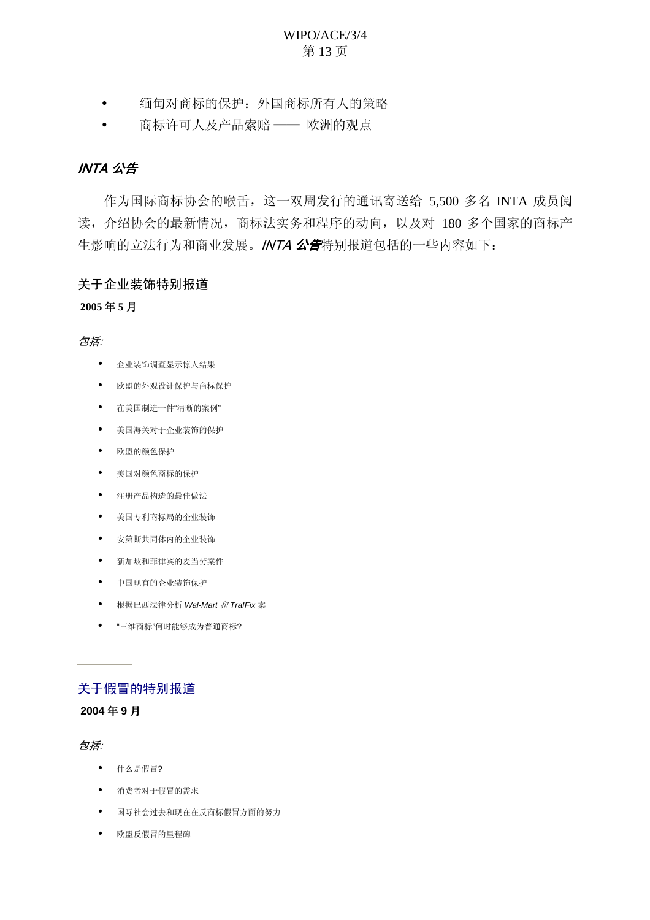- 缅甸对商标的保护：外国商标所有人的策略
- 商标许可人及产品索赔 —— 欧洲的观点

## *INTA 公告*

作为国际商标协会的喉舌，这一双周发行的通讯寄送给 5,500 多名 INTA 成员阅读，介绍协会的最新情况，商标法实务和程序的动向，以及对 180 多个国家的商标产生影响的立法行为和商业发展。*INTA 公告*特别报道包括的一些内容如下：

### 关于企业装饰特别报道

**2005 年 5 月**

*包括:*

- 企业装饰调查显示惊人结果
- 欧盟的外观设计保护与商标保护
- 在美国制造一件“清晰的案例”
- 美国海关对于企业装饰的保护
- 欧盟的颜色保护
- 美国对颜色商标的保护
- 注册产品构造的最佳做法
- 美国专利商标局的企业装饰
- 安第斯共同体内的企业装饰
- 新加坡和菲律宾的麦当劳案件
- 中国现有的企业装饰保护
- 根据巴西法律分析 *Wal-Mart* 和 *TrafFix* 案
- “三维商标”何时能够成为普通商标?

### 关于假冒的特别报道

**2004 年 9 月**

*包括:*

- 什么是假冒?
- 消费者对于假冒的需求
- 国际社会过去和现在在反商标假冒方面的努力
- 欧盟反假冒的里程碑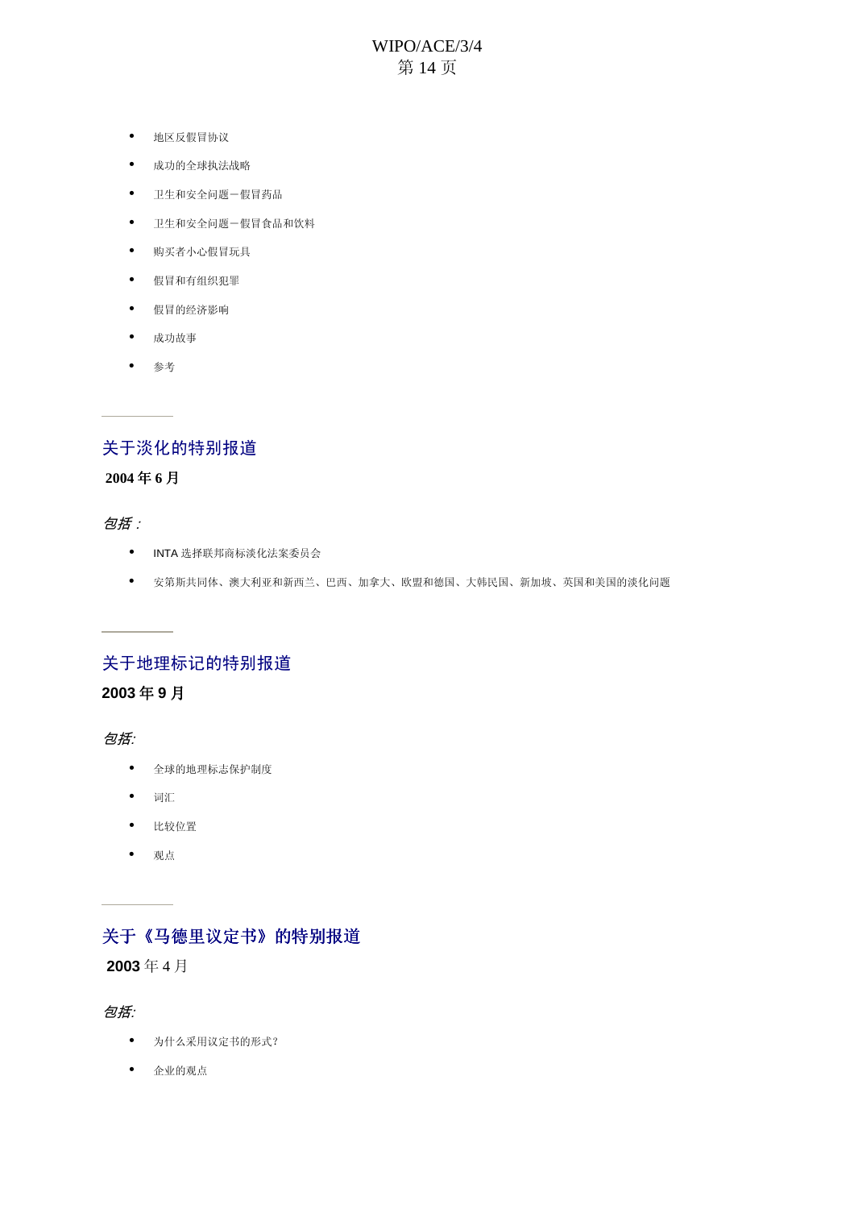- 地区反假冒协议
- 成功的全球执法战略
- 卫生和安全问题－假冒药品
- 卫生和安全问题－假冒食品和饮料
- 购买者小心假冒玩具
- 假冒和有组织犯罪
- 假冒的经济影响
- 成功故事
- 参考

---

## 关于淡化的特别报道

**2004 年 6 月**

*包括：*

- INTA 选择联邦商标淡化法案委员会
- 安第斯共同体、澳大利亚和新西兰、巴西、加拿大、欧盟和德国、大韩民国、新加坡、英国和美国的淡化问题

---

## 关于地理标记的特别报道

**2003 年 9 月**

*包括:*

- 全球的地理标志保护制度
- 词汇
- 比较位置
- 观点

---

## 关于《马德里议定书》的特别报道

**2003** 年 4 月

*包括:*

- 为什么采用议定书的形式?
- 企业的观点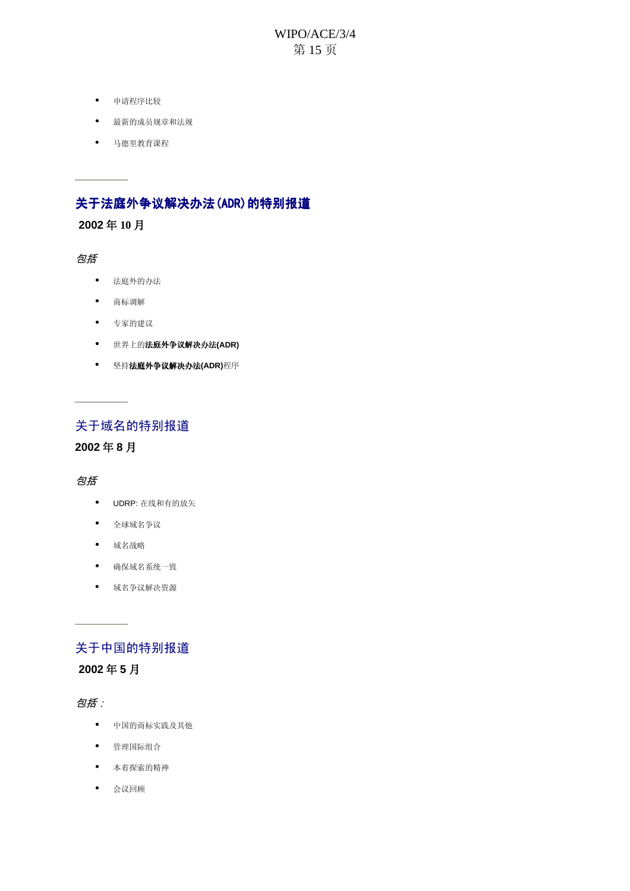- 申请程序比较
- 最新的成员规章和法规
- 马德里教育课程

---

## 关于法庭外争议解决办法(ADR)的特别报道

**2002 年 10 月**

*包括*

- 法庭外的办法
- 商标调解
- 专家的建议
- 世界上的**法庭外争议解决办法(ADR)**
- 坚持**法庭外争议解决办法(ADR)**程序

---

## 关于域名的特别报道

**2002 年 8 月**

*包括*

- UDRP: 在线和有的放矢
- 全球域名争议
- 域名战略
- 确保域名系统一致
- 域名争议解决资源

---

## 关于中国的特别报道

**2002 年 5 月**

*包括：*

- 中国的商标实践及其他
- 管理国际组合
- 本着探索的精神
- 会议回顾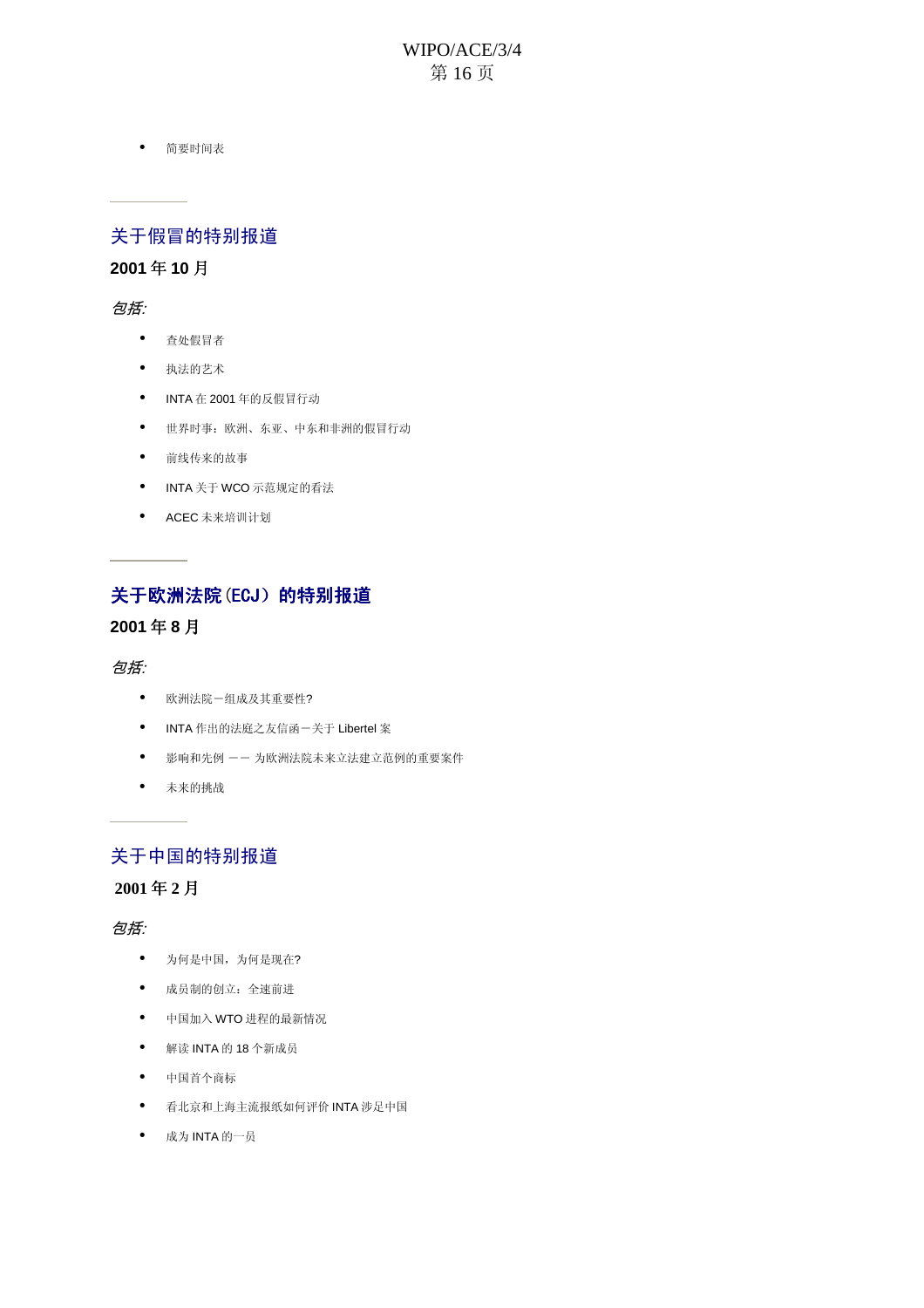- 简要时间表

---

## 关于假冒的特别报道

**2001 年 10 月**

*包括:*

- 查处假冒者
- 执法的艺术
- INTA 在 2001 年的反假冒行动
- 世界时事：欧洲、东亚、中东和非洲的假冒行动
- 前线传来的故事
- INTA 关于 WCO 示范规定的看法
- ACEC 未来培训计划

---

## 关于欧洲法院(ECJ）的特别报道

**2001 年 8 月**

*包括:*

- 欧洲法院－组成及其重要性?
- INTA 作出的法庭之友信函－关于 Libertel 案
- 影响和先例 —— 为欧洲法院未来立法建立范例的重要案件
- 未来的挑战

---

## 关于中国的特别报道

**2001 年 2 月**

*包括:*

- 为何是中国，为何是现在?
- 成员制的创立：全速前进
- 中国加入 WTO 进程的最新情况
- 解读 INTA 的 18 个新成员
- 中国首个商标
- 看北京和上海主流报纸如何评价 INTA 涉足中国
- 成为 INTA 的一员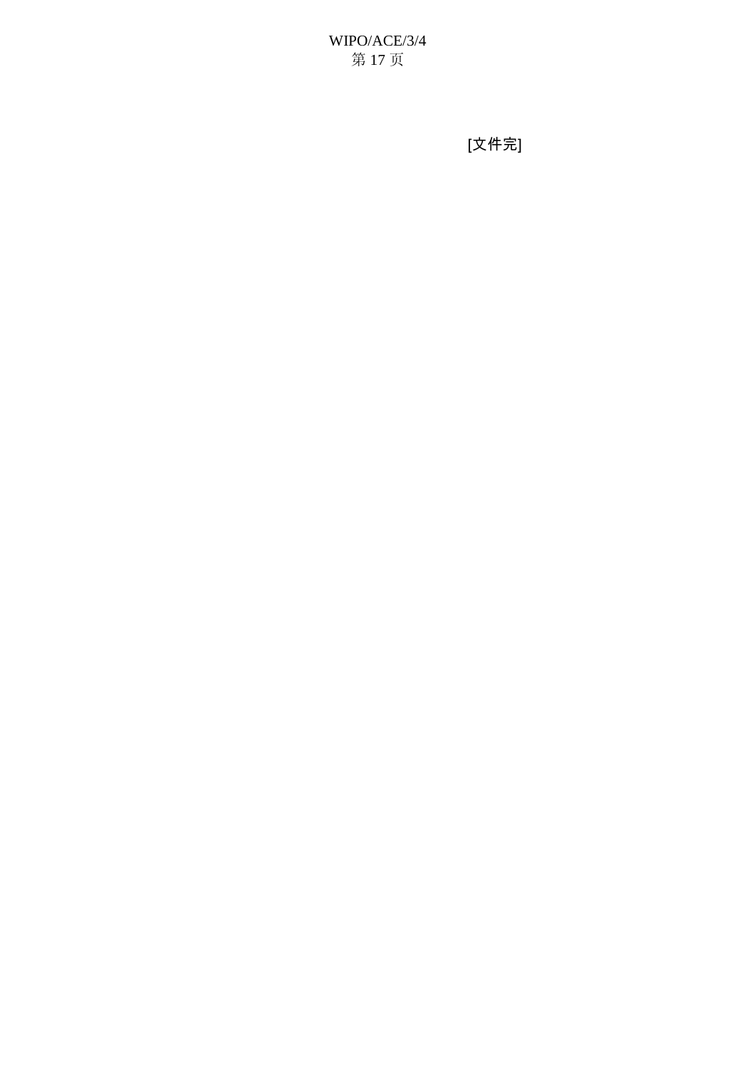[文件完]